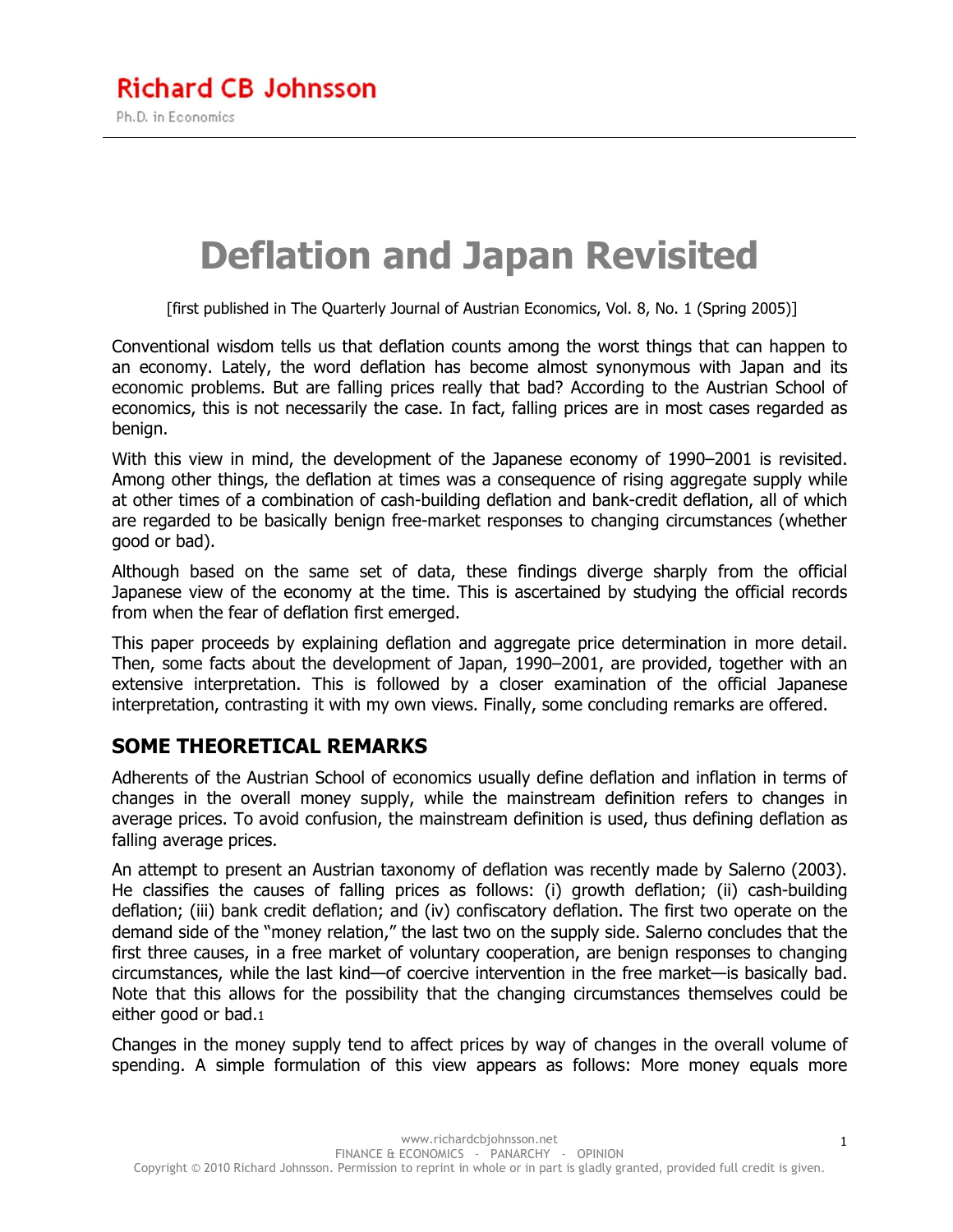Richard CB Johnsson

Ph.D. in Economics

# Deflation and Japan Revisited

[first published in The Quarterly Journal of Austrian Economics, Vol. 8, No. 1 (Spring 2005)]

Conventional wisdom tells us that deflation counts among the worst things that can happen to an economy. Lately, the word deflation has become almost synonymous with Japan and its economic problems. But are falling prices really that bad? According to the Austrian School of economics, this is not necessarily the case. In fact, falling prices are in most cases regarded as benign.

With this view in mind, the development of the Japanese economy of 1990–2001 is revisited. Among other things, the deflation at times was a consequence of rising aggregate supply while at other times of a combination of cash-building deflation and bank-credit deflation, all of which are regarded to be basically benign free-market responses to changing circumstances (whether good or bad).

Although based on the same set of data, these findings diverge sharply from the official Japanese view of the economy at the time. This is ascertained by studying the official records from when the fear of deflation first emerged.

This paper proceeds by explaining deflation and aggregate price determination in more detail. Then, some facts about the development of Japan, 1990–2001, are provided, together with an extensive interpretation. This is followed by a closer examination of the official Japanese interpretation, contrasting it with my own views. Finally, some concluding remarks are offered.

## SOME THEORETICAL REMARKS

Adherents of the Austrian School of economics usually define deflation and inflation in terms of changes in the overall money supply, while the mainstream definition refers to changes in average prices. To avoid confusion, the mainstream definition is used, thus defining deflation as falling average prices.

An attempt to present an Austrian taxonomy of deflation was recently made by Salerno (2003). He classifies the causes of falling prices as follows: (i) growth deflation; (ii) cash-building deflation; (iii) bank credit deflation; and (iv) confiscatory deflation. The first two operate on the demand side of the "money relation," the last two on the supply side. Salerno concludes that the first three causes, in a free market of voluntary cooperation, are benign responses to changing circumstances, while the last kind—of coercive intervention in the free market—is basically bad. Note that this allows for the possibility that the changing circumstances themselves could be either good or bad.[1]

Changes in the money supply tend to affect prices by way of changes in the overall volume of spending. A simple formulation of this view appears as follows: More money equals more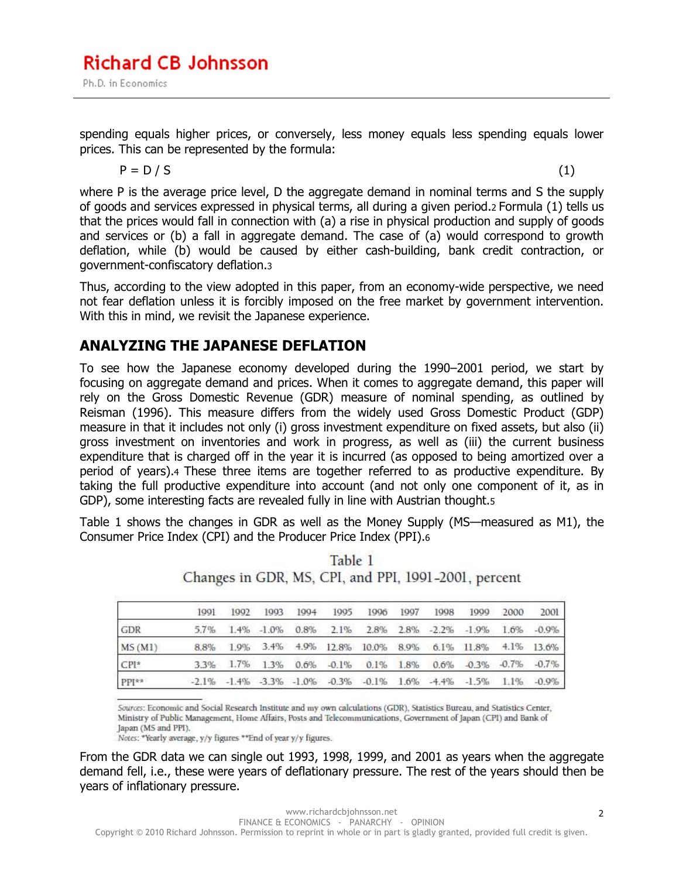spending equals higher prices, or conversely, less money equals less spending equals lower prices. This can be represented by the formula:

$$P = D / S \qquad (1)$$

where P is the average price level, D the aggregate demand in nominal terms and S the supply of goods and services expressed in physical terms, all during a given period.[2] Formula (1) tells us that the prices would fall in connection with (a) a rise in physical production and supply of goods and services or (b) a fall in aggregate demand. The case of (a) would correspond to growth deflation, while (b) would be caused by either cash-building, bank credit contraction, or government-confiscatory deflation.[3]

Thus, according to the view adopted in this paper, from an economy-wide perspective, we need not fear deflation unless it is forcibly imposed on the free market by government intervention. With this in mind, we revisit the Japanese experience.

## ANALYZING THE JAPANESE DEFLATION

To see how the Japanese economy developed during the 1990–2001 period, we start by focusing on aggregate demand and prices. When it comes to aggregate demand, this paper will rely on the Gross Domestic Revenue (GDR) measure of nominal spending, as outlined by Reisman (1996). This measure differs from the widely used Gross Domestic Product (GDP) measure in that it includes not only (i) gross investment expenditure on fixed assets, but also (ii) gross investment on inventories and work in progress, as well as (iii) the current business expenditure that is charged off in the year it is incurred (as opposed to being amortized over a period of years).[4] These three items are together referred to as productive expenditure. By taking the full productive expenditure into account (and not only one component of it, as in GDP), some interesting facts are revealed fully in line with Austrian thought.[5]

Table 1 shows the changes in GDR as well as the Money Supply (MS—measured as M1), the Consumer Price Index (CPI) and the Producer Price Index (PPI).[6]

Table 1
Changes in GDR, MS, CPI, and PPI, 1991-2001, percent

| | 1991 | 1992 | 1993 | 1994 | 1995 | 1996 | 1997 | 1998 | 1999 | 2000 | 2001 |
|---|---|---|---|---|---|---|---|---|---|---|---|
| GDR | 5.7% | 1.4% | -1.0% | 0.8% | 2.1% | 2.8% | 2.8% | -2.2% | -1.9% | 1.6% | -0.9% |
| MS (M1) | 8.8% | 1.9% | 3.4% | 4.9% | 12.8% | 10.0% | 8.9% | 6.1% | 11.8% | 4.1% | 13.6% |
| CPI* | 3.3% | 1.7% | 1.3% | 0.6% | -0.1% | 0.1% | 1.8% | 0.6% | -0.3% | -0.7% | -0.7% |
| PPI** | -2.1% | -1.4% | -3.3% | -1.0% | -0.3% | -0.1% | 1.6% | -4.4% | -1.5% | 1.1% | -0.9% |

*Sources:* Economic and Social Research Institute and my own calculations (GDR), Statistics Bureau, and Statistics Center, Ministry of Public Management, Home Affairs, Posts and Telecommunications, Government of Japan (CPI) and Bank of Japan (MS and PPI).
*Notes:* *Yearly average, y/y figures **End of year y/y figures.

From the GDR data we can single out 1993, 1998, 1999, and 2001 as years when the aggregate demand fell, i.e., these were years of deflationary pressure. The rest of the years should then be years of inflationary pressure.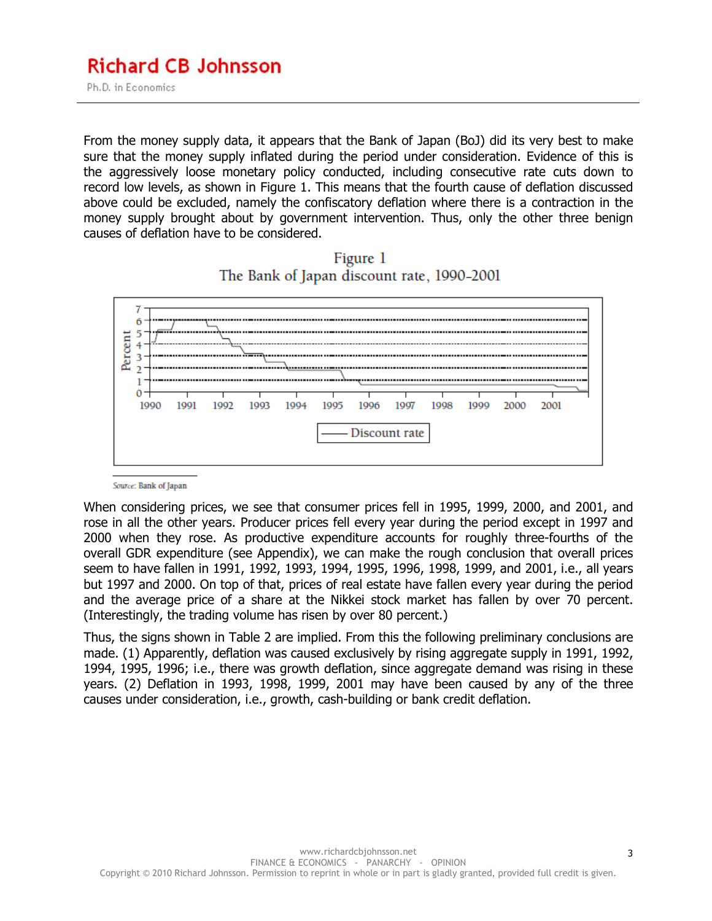From the money supply data, it appears that the Bank of Japan (BoJ) did its very best to make sure that the money supply inflated during the period under consideration. Evidence of this is the aggressively loose monetary policy conducted, including consecutive rate cuts down to record low levels, as shown in Figure 1. This means that the fourth cause of deflation discussed above could be excluded, namely the confiscatory deflation where there is a contraction in the money supply brought about by government intervention. Thus, only the other three benign causes of deflation have to be considered.

Figure 1
The Bank of Japan discount rate, 1990-2001

*Source:* Bank of Japan

When considering prices, we see that consumer prices fell in 1995, 1999, 2000, and 2001, and rose in all the other years. Producer prices fell every year during the period except in 1997 and 2000 when they rose. As productive expenditure accounts for roughly three-fourths of the overall GDR expenditure (see Appendix), we can make the rough conclusion that overall prices seem to have fallen in 1991, 1992, 1993, 1994, 1995, 1996, 1998, 1999, and 2001, i.e., all years but 1997 and 2000. On top of that, prices of real estate have fallen every year during the period and the average price of a share at the Nikkei stock market has fallen by over 70 percent. (Interestingly, the trading volume has risen by over 80 percent.)

Thus, the signs shown in Table 2 are implied. From this the following preliminary conclusions are made. (1) Apparently, deflation was caused exclusively by rising aggregate supply in 1991, 1992, 1994, 1995, 1996; i.e., there was growth deflation, since aggregate demand was rising in these years. (2) Deflation in 1993, 1998, 1999, 2001 may have been caused by any of the three causes under consideration, i.e., growth, cash-building or bank credit deflation.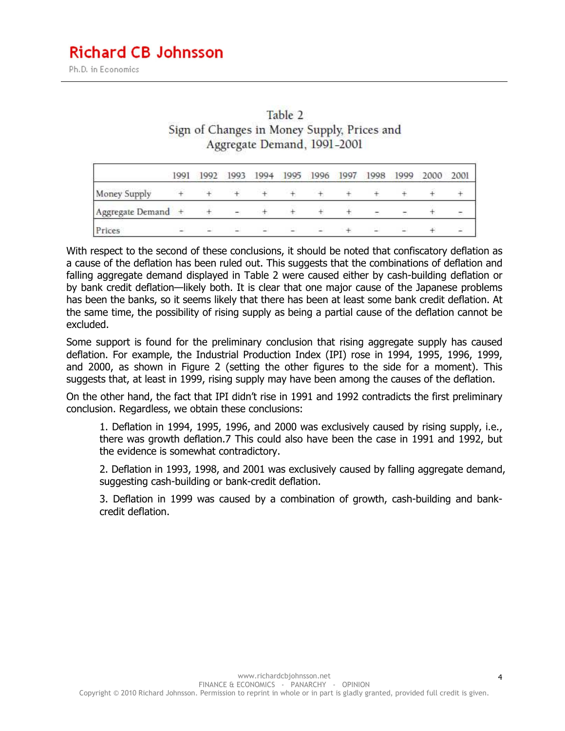Table 2
Sign of Changes in Money Supply, Prices and Aggregate Demand, 1991-2001

| | 1991 | 1992 | 1993 | 1994 | 1995 | 1996 | 1997 | 1998 | 1999 | 2000 | 2001 |
|---|---|---|---|---|---|---|---|---|---|---|---|
| Money Supply | + | + | + | + | + | + | + | + | + | + | + |
| Aggregate Demand | + | + | - | + | + | + | + | - | - | + | - |
| Prices | - | - | - | - | - | - | + | - | - | + | - |

With respect to the second of these conclusions, it should be noted that confiscatory deflation as a cause of the deflation has been ruled out. This suggests that the combinations of deflation and falling aggregate demand displayed in Table 2 were caused either by cash-building deflation or by bank credit deflation—likely both. It is clear that one major cause of the Japanese problems has been the banks, so it seems likely that there has been at least some bank credit deflation. At the same time, the possibility of rising supply as being a partial cause of the deflation cannot be excluded.

Some support is found for the preliminary conclusion that rising aggregate supply has caused deflation. For example, the Industrial Production Index (IPI) rose in 1994, 1995, 1996, 1999, and 2000, as shown in Figure 2 (setting the other figures to the side for a moment). This suggests that, at least in 1999, rising supply may have been among the causes of the deflation.

On the other hand, the fact that IPI didn't rise in 1991 and 1992 contradicts the first preliminary conclusion. Regardless, we obtain these conclusions:

1. Deflation in 1994, 1995, 1996, and 2000 was exclusively caused by rising supply, i.e., there was growth deflation.[7] This could also have been the case in 1991 and 1992, but the evidence is somewhat contradictory.

2. Deflation in 1993, 1998, and 2001 was exclusively caused by falling aggregate demand, suggesting cash-building or bank-credit deflation.

3. Deflation in 1999 was caused by a combination of growth, cash-building and bank-credit deflation.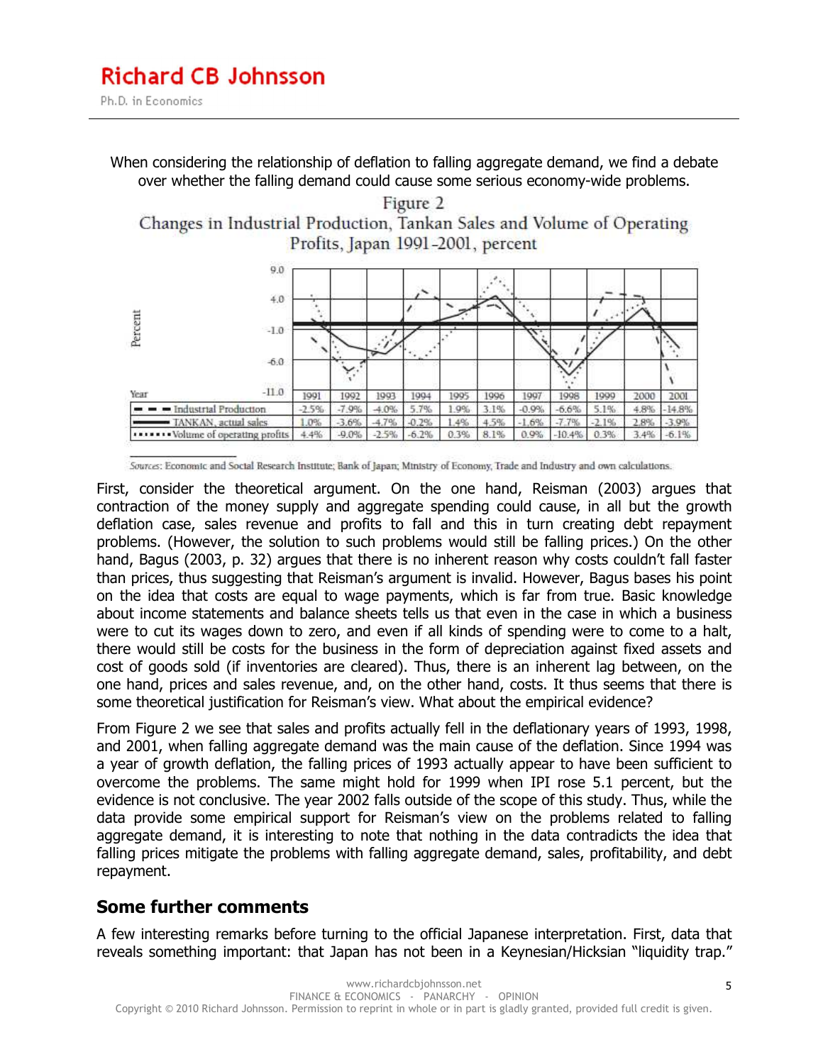When considering the relationship of deflation to falling aggregate demand, we find a debate over whether the falling demand could cause some serious economy-wide problems.

Figure 2

Changes in Industrial Production, Tankan Sales and Volume of Operating Profits, Japan 1991-2001, percent

| Year | 1991 | 1992 | 1993 | 1994 | 1995 | 1996 | 1997 | 1998 | 1999 | 2000 | 2001 |
|---|---|---|---|---|---|---|---|---|---|---|---|
| Industrial Production | -2.5% | -7.9% | -4.0% | 5.7% | 1.9% | 3.1% | -0.9% | -6.6% | 5.1% | 4.8% | -14.8% |
| TANKAN, actual sales | 1.0% | -3.6% | -4.7% | -0.2% | 1.4% | 4.5% | -1.6% | -7.7% | -2.1% | 2.8% | -3.9% |
| Volume of operating profits | 4.4% | -9.0% | -2.5% | -6.2% | 0.3% | 8.1% | 0.9% | -10.4% | 0.3% | 3.4% | -6.1% |

*Sources*: Economic and Social Research Institute; Bank of Japan; Ministry of Economy, Trade and Industry and own calculations.

First, consider the theoretical argument. On the one hand, Reisman (2003) argues that contraction of the money supply and aggregate spending could cause, in all but the growth deflation case, sales revenue and profits to fall and this in turn creating debt repayment problems. (However, the solution to such problems would still be falling prices.) On the other hand, Bagus (2003, p. 32) argues that there is no inherent reason why costs couldn't fall faster than prices, thus suggesting that Reisman's argument is invalid. However, Bagus bases his point on the idea that costs are equal to wage payments, which is far from true. Basic knowledge about income statements and balance sheets tells us that even in the case in which a business were to cut its wages down to zero, and even if all kinds of spending were to come to a halt, there would still be costs for the business in the form of depreciation against fixed assets and cost of goods sold (if inventories are cleared). Thus, there is an inherent lag between, on the one hand, prices and sales revenue, and, on the other hand, costs. It thus seems that there is some theoretical justification for Reisman's view. What about the empirical evidence?

From Figure 2 we see that sales and profits actually fell in the deflationary years of 1993, 1998, and 2001, when falling aggregate demand was the main cause of the deflation. Since 1994 was a year of growth deflation, the falling prices of 1993 actually appear to have been sufficient to overcome the problems. The same might hold for 1999 when IPI rose 5.1 percent, but the evidence is not conclusive. The year 2002 falls outside of the scope of this study. Thus, while the data provide some empirical support for Reisman's view on the problems related to falling aggregate demand, it is interesting to note that nothing in the data contradicts the idea that falling prices mitigate the problems with falling aggregate demand, sales, profitability, and debt repayment.

## Some further comments

A few interesting remarks before turning to the official Japanese interpretation. First, data that reveals something important: that Japan has not been in a Keynesian/Hicksian "liquidity trap."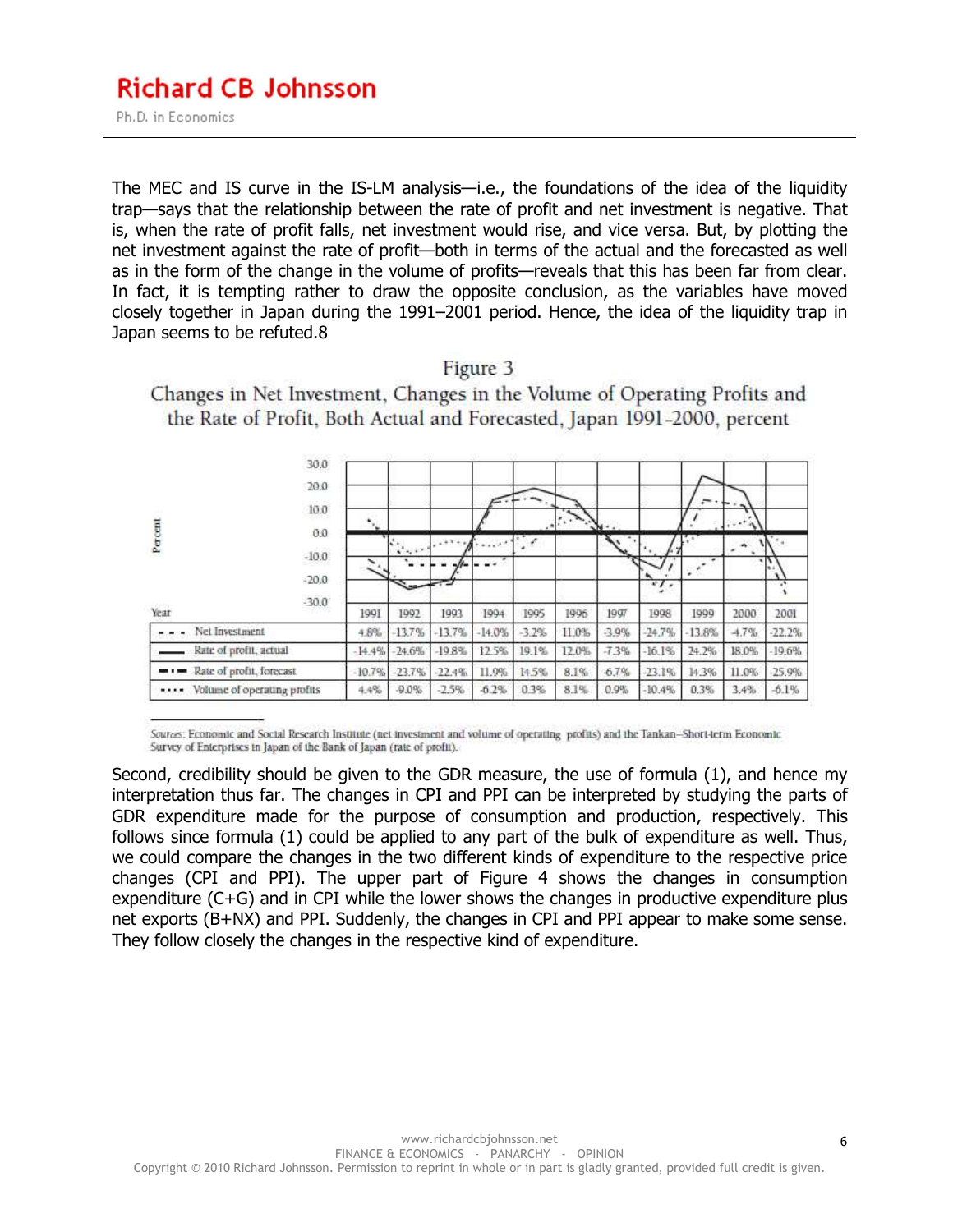The MEC and IS curve in the IS-LM analysis—i.e., the foundations of the idea of the liquidity trap—says that the relationship between the rate of profit and net investment is negative. That is, when the rate of profit falls, net investment would rise, and vice versa. But, by plotting the net investment against the rate of profit—both in terms of the actual and the forecasted as well as in the form of the change in the volume of profits—reveals that this has been far from clear. In fact, it is tempting rather to draw the opposite conclusion, as the variables have moved closely together in Japan during the 1991–2001 period. Hence, the idea of the liquidity trap in Japan seems to be refuted.8

Figure 3

Changes in Net Investment, Changes in the Volume of Operating Profits and the Rate of Profit, Both Actual and Forecasted, Japan 1991-2000, percent

| Year | 1991 | 1992 | 1993 | 1994 | 1995 | 1996 | 1997 | 1998 | 1999 | 2000 | 2001 |
|---|---|---|---|---|---|---|---|---|---|---|---|
| Net Investment | 4.8% | -13.7% | -13.7% | -14.0% | -3.2% | 11.0% | -3.9% | -24.7% | -13.8% | -4.7% | -22.2% |
| Rate of profit, actual | -14.4% | -24.6% | -19.8% | 12.5% | 19.1% | 12.0% | -7.3% | -16.1% | 24.2% | 18.0% | -19.6% |
| Rate of profit, forecast | -10.7% | -23.7% | -22.4% | 11.9% | 14.5% | 8.1% | -6.7% | -23.1% | 14.3% | 11.0% | -25.9% |
| Volume of operating profits | 4.4% | -9.0% | -2.5% | -6.2% | 0.3% | 8.1% | 0.9% | -10.4% | 0.3% | 3.4% | -6.1% |

Sources: Economic and Social Research Institute (net investment and volume of operating profits) and the Tankan–Short-term Economic Survey of Enterprises in Japan of the Bank of Japan (rate of profit).

Second, credibility should be given to the GDR measure, the use of formula (1), and hence my interpretation thus far. The changes in CPI and PPI can be interpreted by studying the parts of GDR expenditure made for the purpose of consumption and production, respectively. This follows since formula (1) could be applied to any part of the bulk of expenditure as well. Thus, we could compare the changes in the two different kinds of expenditure to the respective price changes (CPI and PPI). The upper part of Figure 4 shows the changes in consumption expenditure (C+G) and in CPI while the lower shows the changes in productive expenditure plus net exports (B+NX) and PPI. Suddenly, the changes in CPI and PPI appear to make some sense. They follow closely the changes in the respective kind of expenditure.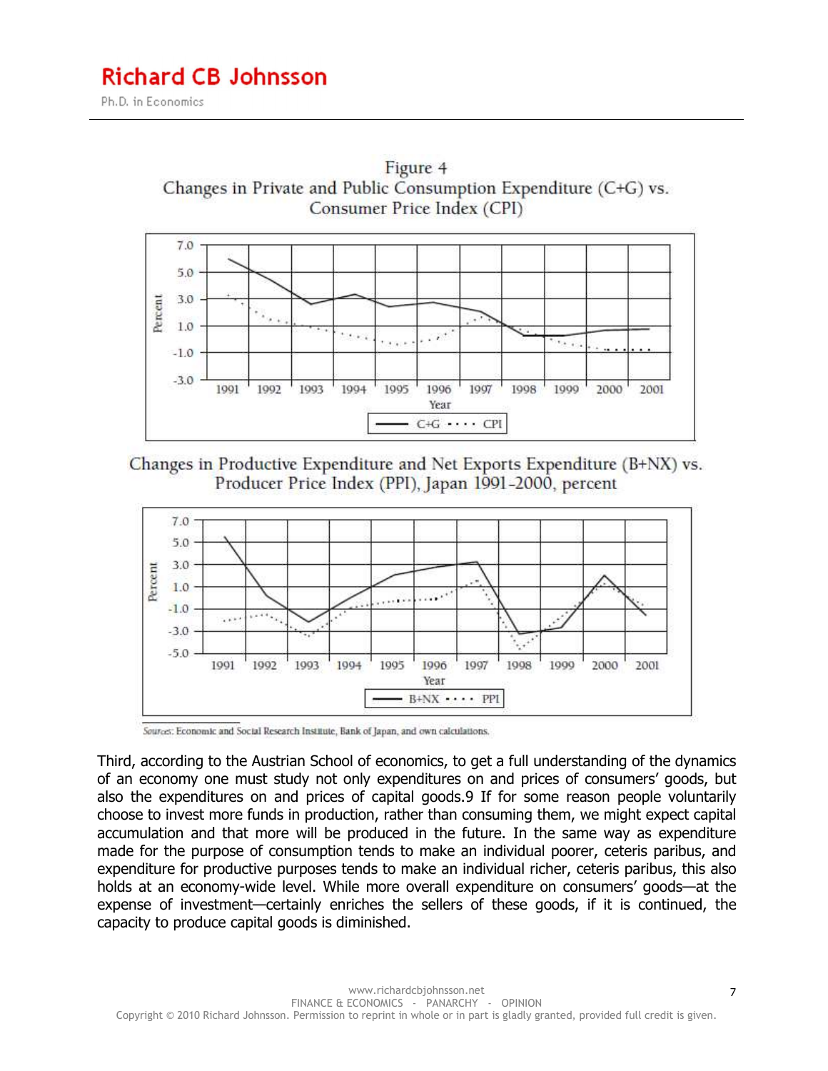Figure 4
Changes in Private and Public Consumption Expenditure (C+G) vs. Consumer Price Index (CPI)

Changes in Productive Expenditure and Net Exports Expenditure (B+NX) vs. Producer Price Index (PPI), Japan 1991-2000, percent

Sources: Economic and Social Research Institute, Bank of Japan, and own calculations.

Third, according to the Austrian School of economics, to get a full understanding of the dynamics of an economy one must study not only expenditures on and prices of consumers' goods, but also the expenditures on and prices of capital goods.9 If for some reason people voluntarily choose to invest more funds in production, rather than consuming them, we might expect capital accumulation and that more will be produced in the future. In the same way as expenditure made for the purpose of consumption tends to make an individual poorer, ceteris paribus, and expenditure for productive purposes tends to make an individual richer, ceteris paribus, this also holds at an economy-wide level. While more overall expenditure on consumers' goods—at the expense of investment—certainly enriches the sellers of these goods, if it is continued, the capacity to produce capital goods is diminished.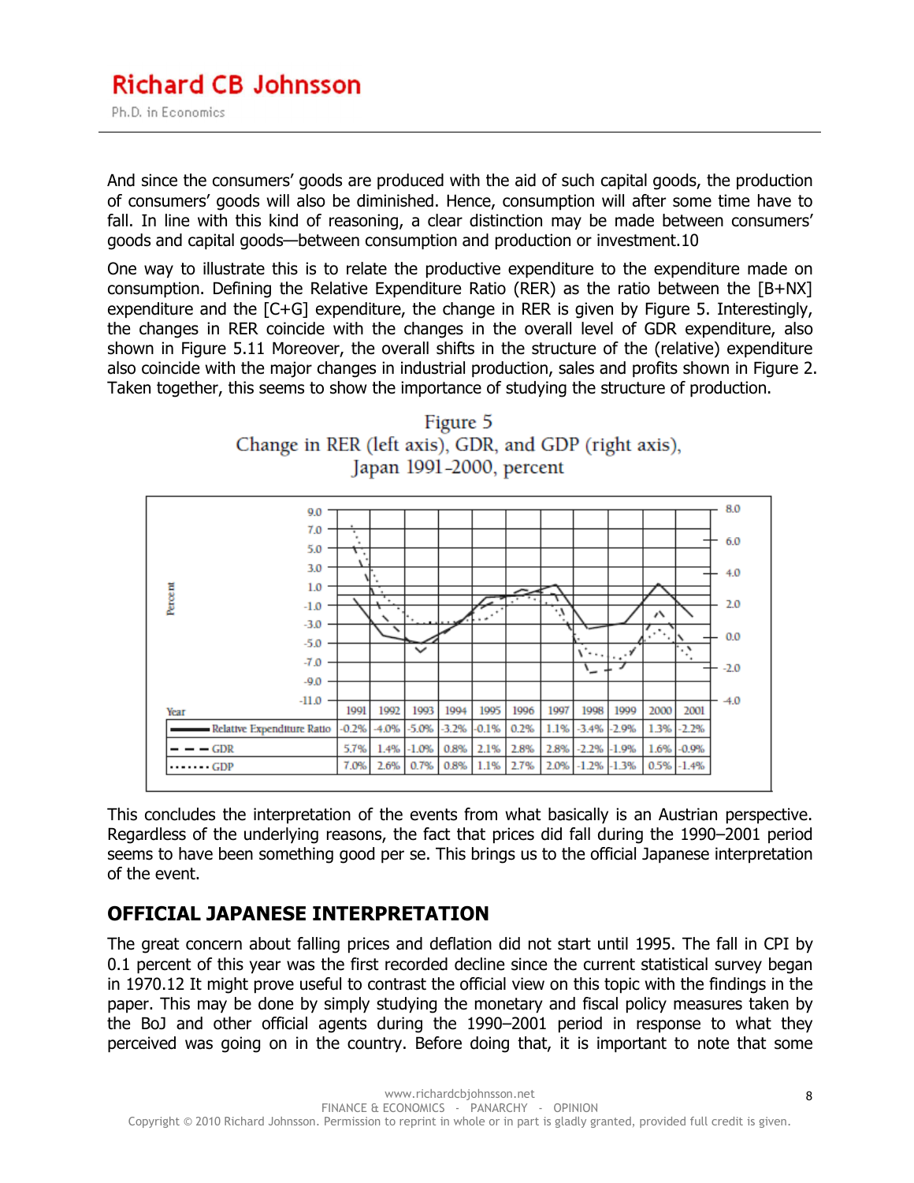And since the consumers' goods are produced with the aid of such capital goods, the production of consumers' goods will also be diminished. Hence, consumption will after some time have to fall. In line with this kind of reasoning, a clear distinction may be made between consumers' goods and capital goods—between consumption and production or investment.10

One way to illustrate this is to relate the productive expenditure to the expenditure made on consumption. Defining the Relative Expenditure Ratio (RER) as the ratio between the [B+NX] expenditure and the [C+G] expenditure, the change in RER is given by Figure 5. Interestingly, the changes in RER coincide with the changes in the overall level of GDR expenditure, also shown in Figure 5.11 Moreover, the overall shifts in the structure of the (relative) expenditure also coincide with the major changes in industrial production, sales and profits shown in Figure 2. Taken together, this seems to show the importance of studying the structure of production.

Figure 5
Change in RER (left axis), GDR, and GDP (right axis), Japan 1991-2000, percent

| Year | 1991 | 1992 | 1993 | 1994 | 1995 | 1996 | 1997 | 1998 | 1999 | 2000 | 2001 |
|---|---|---|---|---|---|---|---|---|---|---|---|
| Relative Expenditure Ratio | -0.2% | -4.0% | -5.0% | -3.2% | -0.1% | 0.2% | 1.1% | -3.4% | -2.9% | 1.3% | -2.2% |
| GDR | 5.7% | 1.4% | -1.0% | 0.8% | 2.1% | 2.8% | 2.8% | -2.2% | -1.9% | 1.6% | -0.9% |
| GDP | 7.0% | 2.6% | 0.7% | 0.8% | 1.1% | 2.7% | 2.0% | -1.2% | -1.3% | 0.5% | -1.4% |

This concludes the interpretation of the events from what basically is an Austrian perspective. Regardless of the underlying reasons, the fact that prices did fall during the 1990–2001 period seems to have been something good per se. This brings us to the official Japanese interpretation of the event.

## OFFICIAL JAPANESE INTERPRETATION

The great concern about falling prices and deflation did not start until 1995. The fall in CPI by 0.1 percent of this year was the first recorded decline since the current statistical survey began in 1970.12 It might prove useful to contrast the official view on this topic with the findings in the paper. This may be done by simply studying the monetary and fiscal policy measures taken by the BoJ and other official agents during the 1990–2001 period in response to what they perceived was going on in the country. Before doing that, it is important to note that some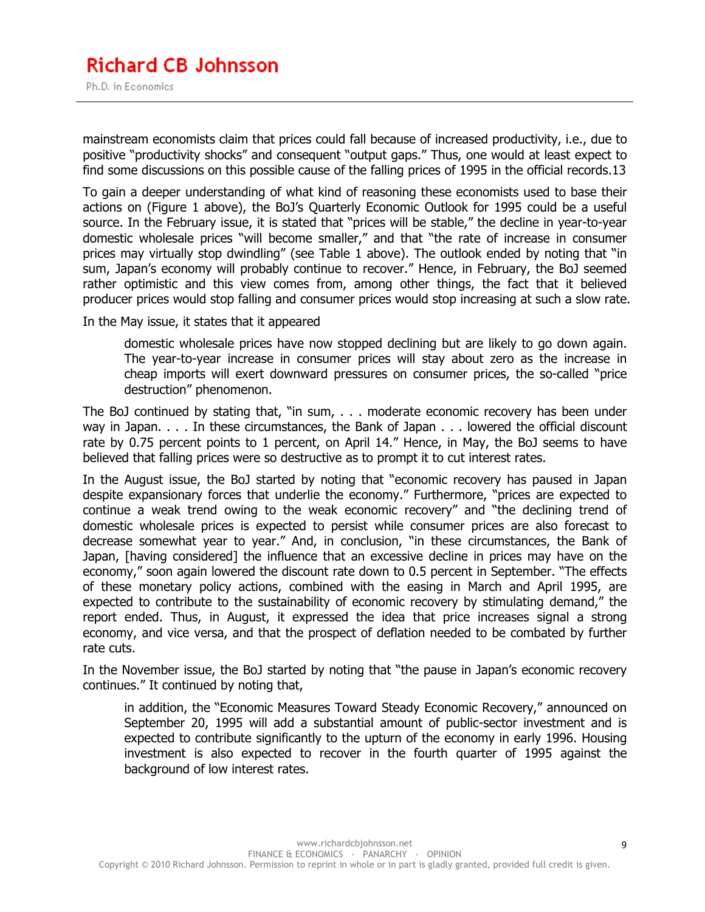mainstream economists claim that prices could fall because of increased productivity, i.e., due to positive "productivity shocks" and consequent "output gaps." Thus, one would at least expect to find some discussions on this possible cause of the falling prices of 1995 in the official records.13

To gain a deeper understanding of what kind of reasoning these economists used to base their actions on (Figure 1 above), the BoJ's Quarterly Economic Outlook for 1995 could be a useful source. In the February issue, it is stated that "prices will be stable," the decline in year-to-year domestic wholesale prices "will become smaller," and that "the rate of increase in consumer prices may virtually stop dwindling" (see Table 1 above). The outlook ended by noting that "in sum, Japan's economy will probably continue to recover." Hence, in February, the BoJ seemed rather optimistic and this view comes from, among other things, the fact that it believed producer prices would stop falling and consumer prices would stop increasing at such a slow rate.

In the May issue, it states that it appeared

> domestic wholesale prices have now stopped declining but are likely to go down again. The year-to-year increase in consumer prices will stay about zero as the increase in cheap imports will exert downward pressures on consumer prices, the so-called "price destruction" phenomenon.

The BoJ continued by stating that, "in sum, . . . moderate economic recovery has been under way in Japan. . . . In these circumstances, the Bank of Japan . . . lowered the official discount rate by 0.75 percent points to 1 percent, on April 14." Hence, in May, the BoJ seems to have believed that falling prices were so destructive as to prompt it to cut interest rates.

In the August issue, the BoJ started by noting that "economic recovery has paused in Japan despite expansionary forces that underlie the economy." Furthermore, "prices are expected to continue a weak trend owing to the weak economic recovery" and "the declining trend of domestic wholesale prices is expected to persist while consumer prices are also forecast to decrease somewhat year to year." And, in conclusion, "in these circumstances, the Bank of Japan, [having considered] the influence that an excessive decline in prices may have on the economy," soon again lowered the discount rate down to 0.5 percent in September. "The effects of these monetary policy actions, combined with the easing in March and April 1995, are expected to contribute to the sustainability of economic recovery by stimulating demand," the report ended. Thus, in August, it expressed the idea that price increases signal a strong economy, and vice versa, and that the prospect of deflation needed to be combated by further rate cuts.

In the November issue, the BoJ started by noting that "the pause in Japan's economic recovery continues." It continued by noting that,

> in addition, the "Economic Measures Toward Steady Economic Recovery," announced on September 20, 1995 will add a substantial amount of public-sector investment and is expected to contribute significantly to the upturn of the economy in early 1996. Housing investment is also expected to recover in the fourth quarter of 1995 against the background of low interest rates.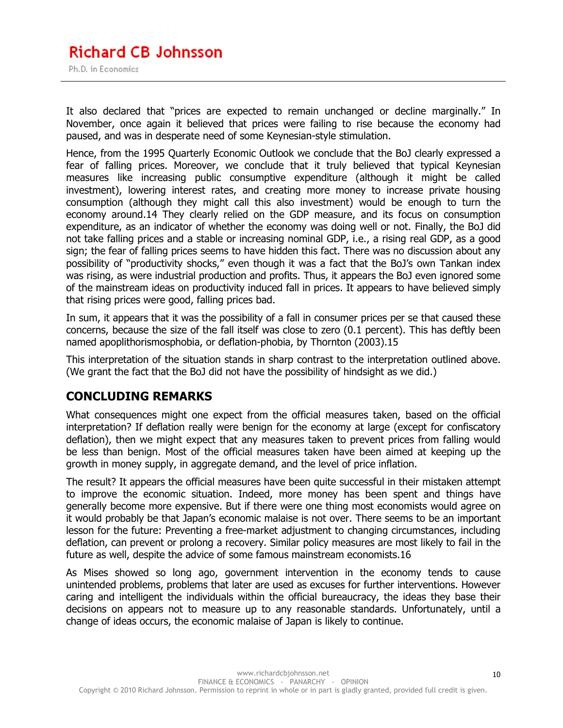It also declared that "prices are expected to remain unchanged or decline marginally." In November, once again it believed that prices were failing to rise because the economy had paused, and was in desperate need of some Keynesian-style stimulation.

Hence, from the 1995 Quarterly Economic Outlook we conclude that the BoJ clearly expressed a fear of falling prices. Moreover, we conclude that it truly believed that typical Keynesian measures like increasing public consumptive expenditure (although it might be called investment), lowering interest rates, and creating more money to increase private housing consumption (although they might call this also investment) would be enough to turn the economy around.[14] They clearly relied on the GDP measure, and its focus on consumption expenditure, as an indicator of whether the economy was doing well or not. Finally, the BoJ did not take falling prices and a stable or increasing nominal GDP, i.e., a rising real GDP, as a good sign; the fear of falling prices seems to have hidden this fact. There was no discussion about any possibility of "productivity shocks," even though it was a fact that the BoJ's own Tankan index was rising, as were industrial production and profits. Thus, it appears the BoJ even ignored some of the mainstream ideas on productivity induced fall in prices. It appears to have believed simply that rising prices were good, falling prices bad.

In sum, it appears that it was the possibility of a fall in consumer prices per se that caused these concerns, because the size of the fall itself was close to zero (0.1 percent). This has deftly been named apoplithorismosphobia, or deflation-phobia, by Thornton (2003).[15]

This interpretation of the situation stands in sharp contrast to the interpretation outlined above. (We grant the fact that the BoJ did not have the possibility of hindsight as we did.)

## CONCLUDING REMARKS

What consequences might one expect from the official measures taken, based on the official interpretation? If deflation really were benign for the economy at large (except for confiscatory deflation), then we might expect that any measures taken to prevent prices from falling would be less than benign. Most of the official measures taken have been aimed at keeping up the growth in money supply, in aggregate demand, and the level of price inflation.

The result? It appears the official measures have been quite successful in their mistaken attempt to improve the economic situation. Indeed, more money has been spent and things have generally become more expensive. But if there were one thing most economists would agree on it would probably be that Japan's economic malaise is not over. There seems to be an important lesson for the future: Preventing a free-market adjustment to changing circumstances, including deflation, can prevent or prolong a recovery. Similar policy measures are most likely to fail in the future as well, despite the advice of some famous mainstream economists.[16]

As Mises showed so long ago, government intervention in the economy tends to cause unintended problems, problems that later are used as excuses for further interventions. However caring and intelligent the individuals within the official bureaucracy, the ideas they base their decisions on appears not to measure up to any reasonable standards. Unfortunately, until a change of ideas occurs, the economic malaise of Japan is likely to continue.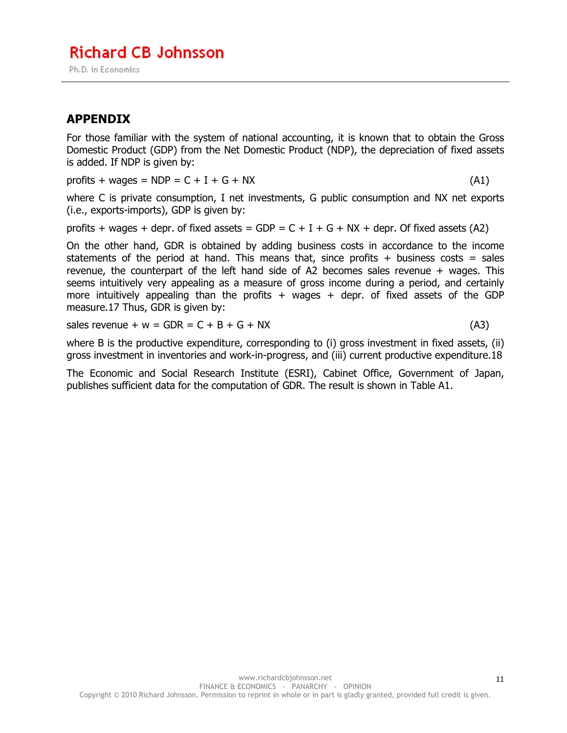## APPENDIX

For those familiar with the system of national accounting, it is known that to obtain the Gross Domestic Product (GDP) from the Net Domestic Product (NDP), the depreciation of fixed assets is added. If NDP is given by:

$$\text{profits} + \text{wages} = \text{NDP} = C + I + G + NX \tag{A1}$$

where C is private consumption, I net investments, G public consumption and NX net exports (i.e., exports-imports), GDP is given by:

$$\text{profits} + \text{wages} + \text{depr. of fixed assets} = \text{GDP} = C + I + G + NX + \text{depr. Of fixed assets} \tag{A2}$$

On the other hand, GDR is obtained by adding business costs in accordance to the income statements of the period at hand. This means that, since profits + business costs = sales revenue, the counterpart of the left hand side of A2 becomes sales revenue + wages. This seems intuitively very appealing as a measure of gross income during a period, and certainly more intuitively appealing than the profits + wages + depr. of fixed assets of the GDP measure.[17] Thus, GDR is given by:

$$\text{sales revenue} + w = \text{GDR} = C + B + G + NX \tag{A3}$$

where B is the productive expenditure, corresponding to (i) gross investment in fixed assets, (ii) gross investment in inventories and work-in-progress, and (iii) current productive expenditure.[18]

The Economic and Social Research Institute (ESRI), Cabinet Office, Government of Japan, publishes sufficient data for the computation of GDR. The result is shown in Table A1.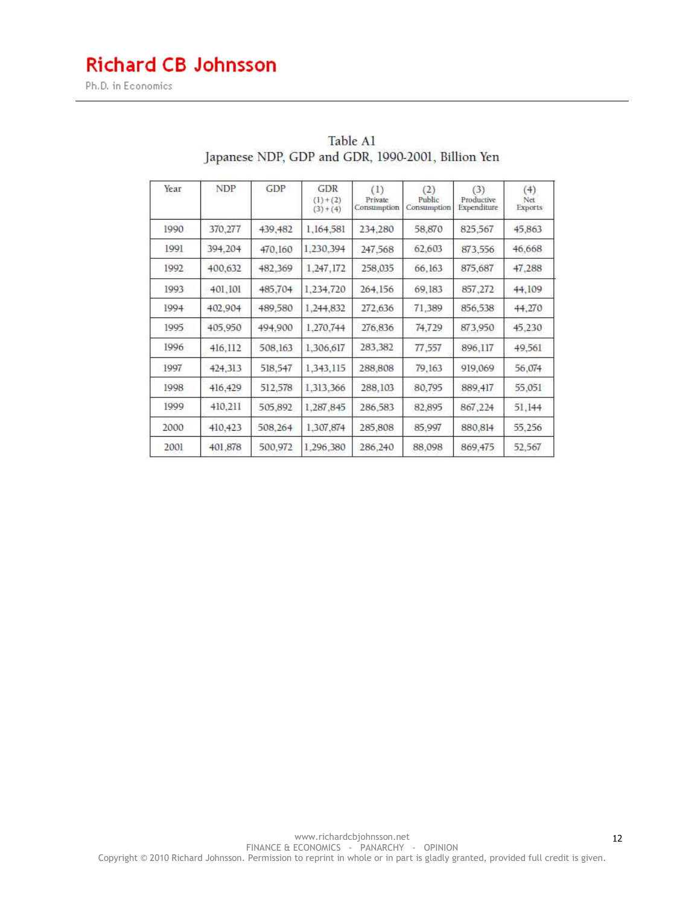Table A1
Japanese NDP, GDP and GDR, 1990-2001, Billion Yen

| Year | NDP | GDP | GDR (1)+(2) (3)+(4) | (1) Private Consumption | (2) Public Consumption | (3) Productive Expenditure | (4) Net Exports |
|---|---|---|---|---|---|---|---|
| 1990 | 370,277 | 439,482 | 1,164,581 | 234,280 | 58,870 | 825,567 | 45,863 |
| 1991 | 394,204 | 470,160 | 1,230,394 | 247,568 | 62,603 | 873,556 | 46,668 |
| 1992 | 400,632 | 482,369 | 1,247,172 | 258,035 | 66,163 | 875,687 | 47,288 |
| 1993 | 401,101 | 485,704 | 1,234,720 | 264,156 | 69,183 | 857,272 | 44,109 |
| 1994 | 402,904 | 489,580 | 1,244,832 | 272,636 | 71,389 | 856,538 | 44,270 |
| 1995 | 405,950 | 494,900 | 1,270,744 | 276,836 | 74,729 | 873,950 | 45,230 |
| 1996 | 416,112 | 508,163 | 1,306,617 | 283,382 | 77,557 | 896,117 | 49,561 |
| 1997 | 424,313 | 518,547 | 1,343,115 | 288,808 | 79,163 | 919,069 | 56,074 |
| 1998 | 416,429 | 512,578 | 1,313,366 | 288,103 | 80,795 | 889,417 | 55,051 |
| 1999 | 410,211 | 505,892 | 1,287,845 | 286,583 | 82,895 | 867,224 | 51,144 |
| 2000 | 410,423 | 508,264 | 1,307,874 | 285,808 | 85,997 | 880,814 | 55,256 |
| 2001 | 401,878 | 500,972 | 1,296,380 | 286,240 | 88,098 | 869,475 | 52,567 |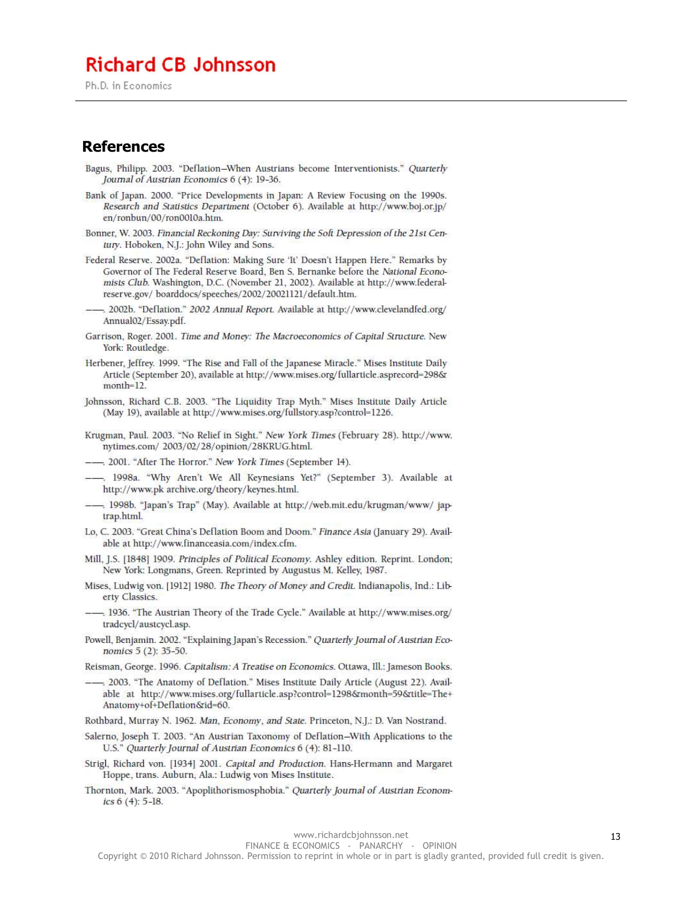## References

Bagus, Philipp. 2003. "Deflation—When Austrians become Interventionists." *Quarterly Journal of Austrian Economics* 6 (4): 19–36.

Bank of Japan. 2000. "Price Developments in Japan: A Review Focusing on the 1990s. *Research and Statistics Department* (October 6). Available at http://www.boj.or.jp/en/ronbun/00/ron0010a.htm.

Bonner, W. 2003. *Financial Reckoning Day: Surviving the Soft Depression of the 21st Century*. Hoboken, N.J.: John Wiley and Sons.

Federal Reserve. 2002a. "Deflation: Making Sure 'It' Doesn't Happen Here." Remarks by Governor of The Federal Reserve Board, Ben S. Bernanke before the *National Economists Club*. Washington, D.C. (November 21, 2002). Available at http://www.federalreserve.gov/ boarddocs/speeches/2002/20021121/default.htm.

——. 2002b. "Deflation." *2002 Annual Report*. Available at http://www.clevelandfed.org/Annual02/Essay.pdf.

Garrison, Roger. 2001. *Time and Money: The Macroeconomics of Capital Structure*. New York: Routledge.

Herbener, Jeffrey. 1999. "The Rise and Fall of the Japanese Miracle." Mises Institute Daily Article (September 20), available at http://www.mises.org/fullarticle.asprecord=298&month=12.

Johnsson, Richard C.B. 2003. "The Liquidity Trap Myth." Mises Institute Daily Article (May 19), available at http://www.mises.org/fullstory.asp?control=1226.

Krugman, Paul. 2003. "No Relief in Sight." *New York Times* (February 28). http://www.nytimes.com/ 2003/02/28/opinion/28KRUG.html.

——. 2001. "After The Horror." *New York Times* (September 14).

——. 1998a. "Why Aren't We All Keynesians Yet?" (September 3). Available at http://www.pk archive.org/theory/keynes.html.

——. 1998b. "Japan's Trap" (May). Available at http://web.mit.edu/krugman/www/ japtrap.html.

Lo, C. 2003. "Great China's Deflation Boom and Doom." *Finance Asia* (January 29). Available at http://www.financeasia.com/index.cfm.

Mill, J.S. [1848] 1909. *Principles of Political Economy*. Ashley edition. Reprint. London; New York: Longmans, Green. Reprinted by Augustus M. Kelley, 1987.

Mises, Ludwig von. [1912] 1980. *The Theory of Money and Credit*. Indianapolis, Ind.: Liberty Classics.

——. 1936. "The Austrian Theory of the Trade Cycle." Available at http://www.mises.org/tradcycl/austcycl.asp.

Powell, Benjamin. 2002. "Explaining Japan's Recession." *Quarterly Journal of Austrian Economics* 5 (2): 35–50.

Reisman, George. 1996. *Capitalism: A Treatise on Economics*. Ottawa, Ill.: Jameson Books.

——. 2003. "The Anatomy of Deflation." Mises Institute Daily Article (August 22). Available at http://www.mises.org/fullarticle.asp?control=1298&month=59&title=The+Anatomy+of+Deflation&id=60.

Rothbard, Murray N. 1962. *Man, Economy, and State*. Princeton, N.J.: D. Van Nostrand.

Salerno, Joseph T. 2003. "An Austrian Taxonomy of Deflation—With Applications to the U.S." *Quarterly Journal of Austrian Economics* 6 (4): 81–110.

Strigl, Richard von. [1934] 2001. *Capital and Production*. Hans-Hermann and Margaret Hoppe, trans. Auburn, Ala.: Ludwig von Mises Institute.

Thornton, Mark. 2003. "Apoplithorismosphobia." *Quarterly Journal of Austrian Economics* 6 (4): 5–18.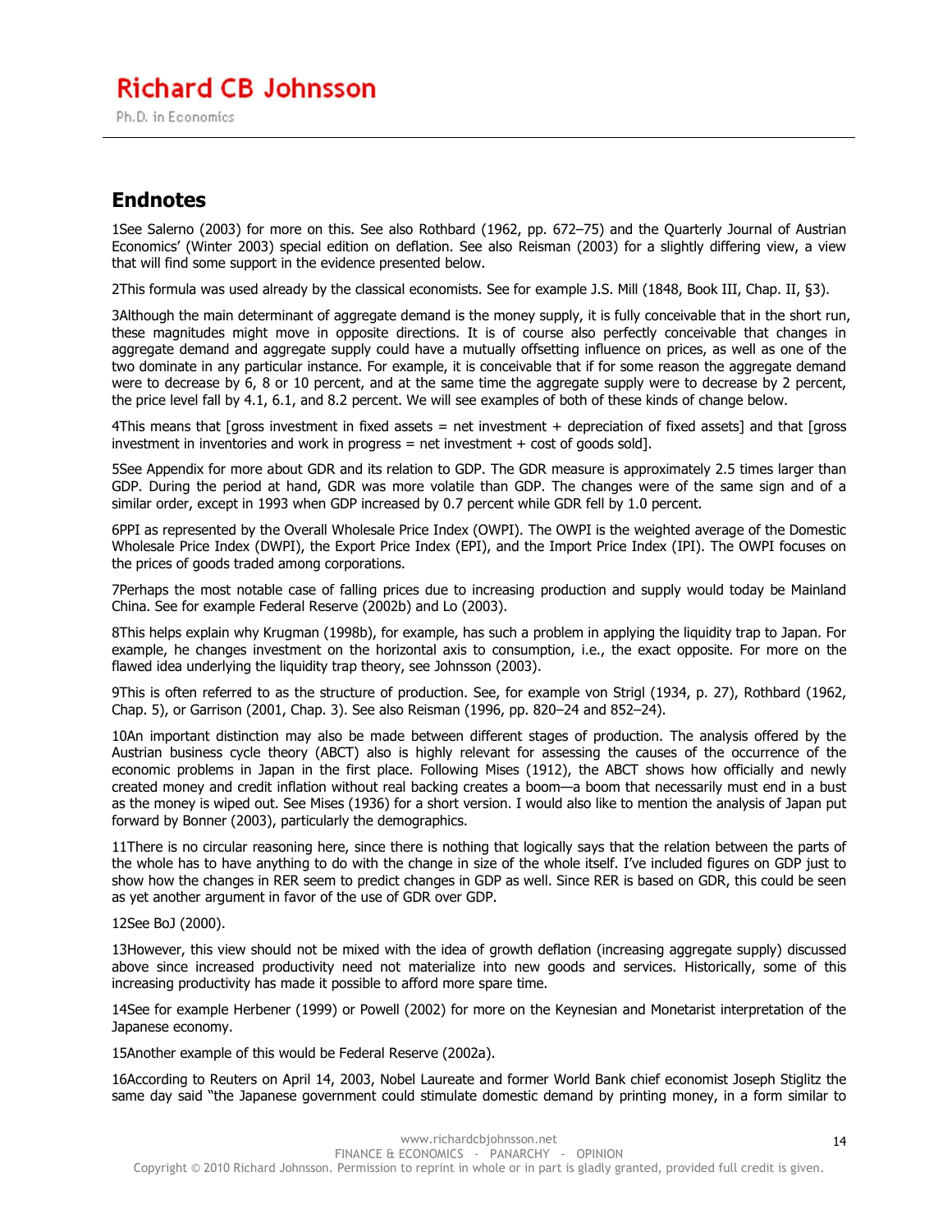## Endnotes

1See Salerno (2003) for more on this. See also Rothbard (1962, pp. 672–75) and the Quarterly Journal of Austrian Economics' (Winter 2003) special edition on deflation. See also Reisman (2003) for a slightly differing view, a view that will find some support in the evidence presented below.

2This formula was used already by the classical economists. See for example J.S. Mill (1848, Book III, Chap. II, §3).

3Although the main determinant of aggregate demand is the money supply, it is fully conceivable that in the short run, these magnitudes might move in opposite directions. It is of course also perfectly conceivable that changes in aggregate demand and aggregate supply could have a mutually offsetting influence on prices, as well as one of the two dominate in any particular instance. For example, it is conceivable that if for some reason the aggregate demand were to decrease by 6, 8 or 10 percent, and at the same time the aggregate supply were to decrease by 2 percent, the price level fall by 4.1, 6.1, and 8.2 percent. We will see examples of both of these kinds of change below.

4This means that [gross investment in fixed assets = net investment + depreciation of fixed assets] and that [gross investment in inventories and work in progress = net investment + cost of goods sold].

5See Appendix for more about GDR and its relation to GDP. The GDR measure is approximately 2.5 times larger than GDP. During the period at hand, GDR was more volatile than GDP. The changes were of the same sign and of a similar order, except in 1993 when GDP increased by 0.7 percent while GDR fell by 1.0 percent.

6PPI as represented by the Overall Wholesale Price Index (OWPI). The OWPI is the weighted average of the Domestic Wholesale Price Index (DWPI), the Export Price Index (EPI), and the Import Price Index (IPI). The OWPI focuses on the prices of goods traded among corporations.

7Perhaps the most notable case of falling prices due to increasing production and supply would today be Mainland China. See for example Federal Reserve (2002b) and Lo (2003).

8This helps explain why Krugman (1998b), for example, has such a problem in applying the liquidity trap to Japan. For example, he changes investment on the horizontal axis to consumption, i.e., the exact opposite. For more on the flawed idea underlying the liquidity trap theory, see Johnsson (2003).

9This is often referred to as the structure of production. See, for example von Strigl (1934, p. 27), Rothbard (1962, Chap. 5), or Garrison (2001, Chap. 3). See also Reisman (1996, pp. 820–24 and 852–24).

10An important distinction may also be made between different stages of production. The analysis offered by the Austrian business cycle theory (ABCT) also is highly relevant for assessing the causes of the occurrence of the economic problems in Japan in the first place. Following Mises (1912), the ABCT shows how officially and newly created money and credit inflation without real backing creates a boom—a boom that necessarily must end in a bust as the money is wiped out. See Mises (1936) for a short version. I would also like to mention the analysis of Japan put forward by Bonner (2003), particularly the demographics.

11There is no circular reasoning here, since there is nothing that logically says that the relation between the parts of the whole has to have anything to do with the change in size of the whole itself. I've included figures on GDP just to show how the changes in RER seem to predict changes in GDP as well. Since RER is based on GDR, this could be seen as yet another argument in favor of the use of GDR over GDP.

12See BoJ (2000).

13However, this view should not be mixed with the idea of growth deflation (increasing aggregate supply) discussed above since increased productivity need not materialize into new goods and services. Historically, some of this increasing productivity has made it possible to afford more spare time.

14See for example Herbener (1999) or Powell (2002) for more on the Keynesian and Monetarist interpretation of the Japanese economy.

15Another example of this would be Federal Reserve (2002a).

16According to Reuters on April 14, 2003, Nobel Laureate and former World Bank chief economist Joseph Stiglitz the same day said "the Japanese government could stimulate domestic demand by printing money, in a form similar to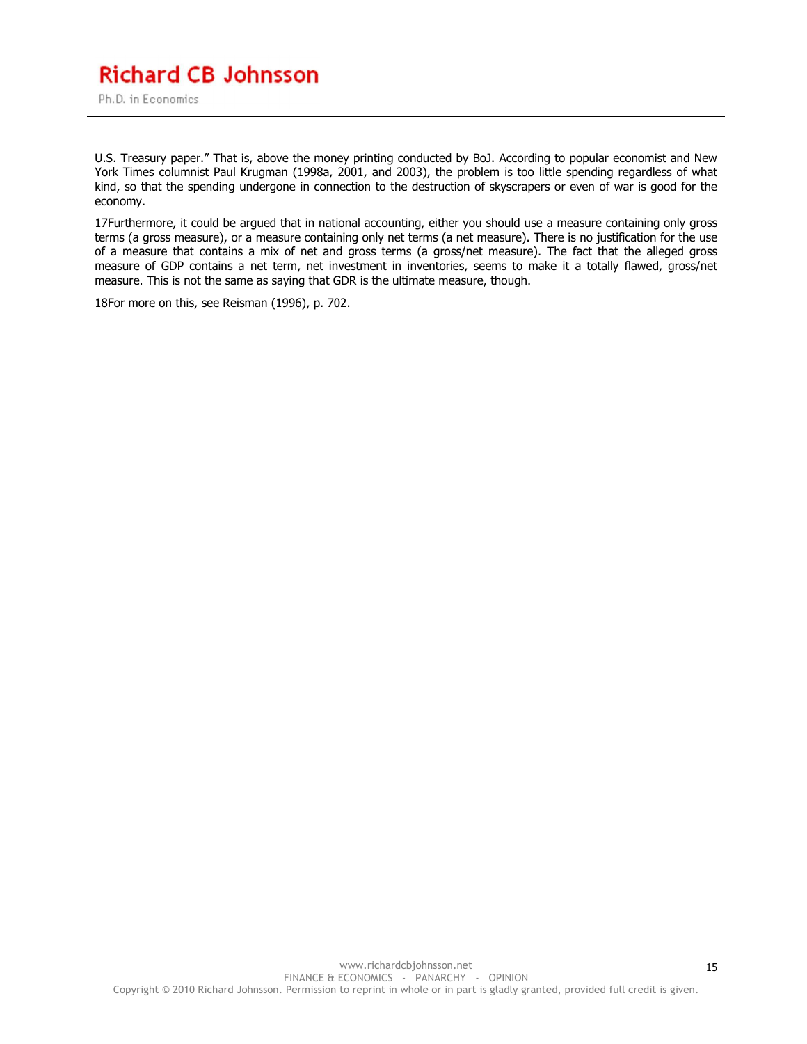U.S. Treasury paper." That is, above the money printing conducted by BoJ. According to popular economist and New York Times columnist Paul Krugman (1998a, 2001, and 2003), the problem is too little spending regardless of what kind, so that the spending undergone in connection to the destruction of skyscrapers or even of war is good for the economy.

17Furthermore, it could be argued that in national accounting, either you should use a measure containing only gross terms (a gross measure), or a measure containing only net terms (a net measure). There is no justification for the use of a measure that contains a mix of net and gross terms (a gross/net measure). The fact that the alleged gross measure of GDP contains a net term, net investment in inventories, seems to make it a totally flawed, gross/net measure. This is not the same as saying that GDR is the ultimate measure, though.

18For more on this, see Reisman (1996), p. 702.